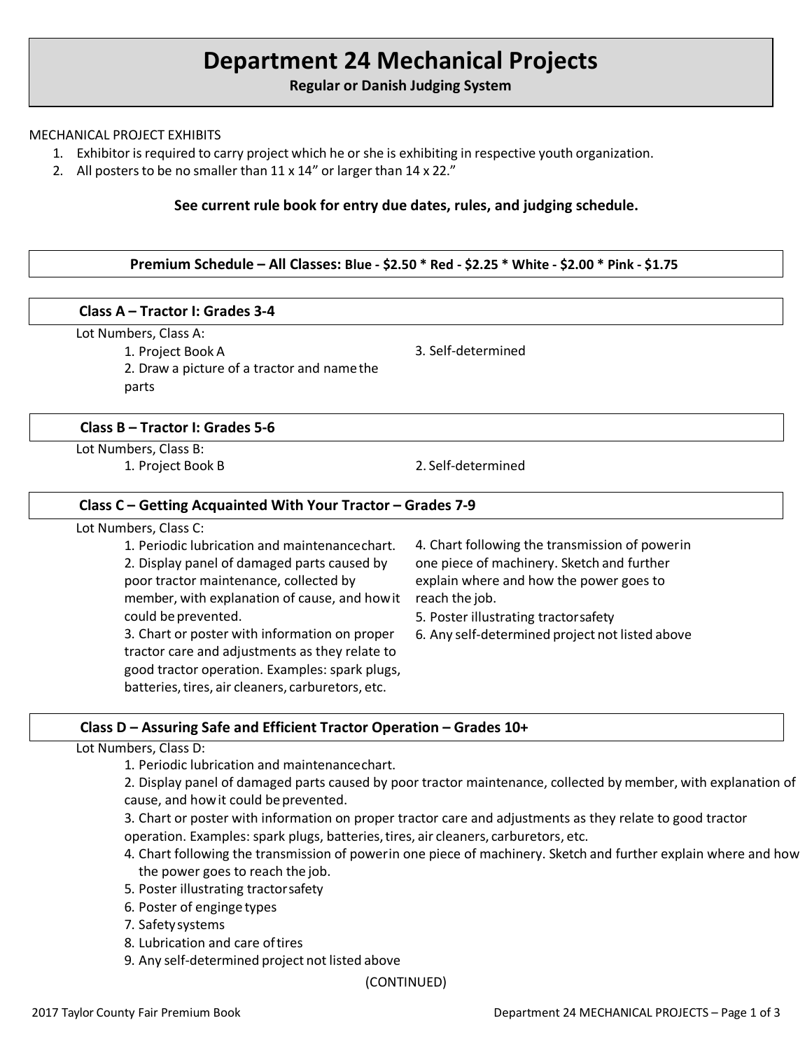# Department 24 Mechanical Projects

**Regular or Danish Judging System**

MECHANICAL PROJECT EXHIBITS

1. Exhibitor is required to carry project which he or she is exhibiting in respective youth organization.
2. All posters to be no smaller than 11 x 14" or larger than 14 x 22."

**See current rule book for entry due dates, rules, and judging schedule.**

**Premium Schedule – All Classes: Blue - $2.50 * Red - $2.25 * White - $2.00 * Pink - $1.75**

## Class A – Tractor I: Grades 3-4

Lot Numbers, Class A:

1. Project Book A
2. Draw a picture of a tractor and name the parts
3. Self-determined

## Class B – Tractor I: Grades 5-6

Lot Numbers, Class B:

1. Project Book B
2. Self-determined

## Class C – Getting Acquainted With Your Tractor – Grades 7-9

Lot Numbers, Class C:

1. Periodic lubrication and maintenance chart.
2. Display panel of damaged parts caused by poor tractor maintenance, collected by member, with explanation of cause, and how it could be prevented.
3. Chart or poster with information on proper tractor care and adjustments as they relate to good tractor operation. Examples: spark plugs, batteries, tires, air cleaners, carburetors, etc.
4. Chart following the transmission of power in one piece of machinery. Sketch and further explain where and how the power goes to reach the job.
5. Poster illustrating tractor safety
6. Any self-determined project not listed above

## Class D – Assuring Safe and Efficient Tractor Operation – Grades 10+

Lot Numbers, Class D:

1. Periodic lubrication and maintenance chart.
2. Display panel of damaged parts caused by poor tractor maintenance, collected by member, with explanation of cause, and how it could be prevented.
3. Chart or poster with information on proper tractor care and adjustments as they relate to good tractor operation. Examples: spark plugs, batteries, tires, air cleaners, carburetors, etc.
4. Chart following the transmission of power in one piece of machinery. Sketch and further explain where and how the power goes to reach the job.
5. Poster illustrating tractor safety
6. Poster of enginge types
7. Safety systems
8. Lubrication and care of tires
9. Any self-determined project not listed above

(CONTINUED)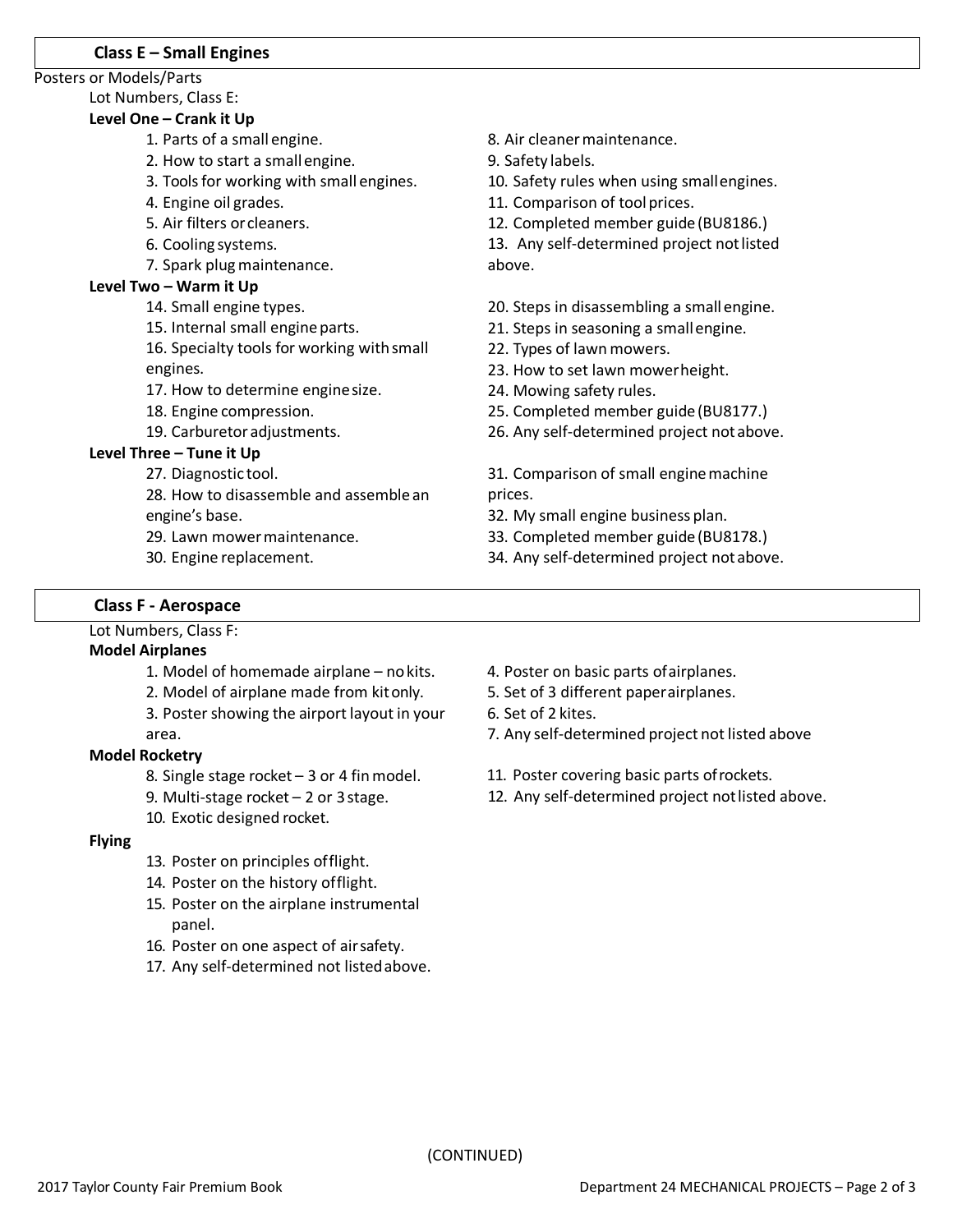## Class E – Small Engines

Posters or Models/Parts

Lot Numbers, Class E:

**Level One – Crank it Up**

1. Parts of a small engine.
2. How to start a small engine.
3. Tools for working with small engines.
4. Engine oil grades.
5. Air filters or cleaners.
6. Cooling systems.
7. Spark plug maintenance.
8. Air cleaner maintenance.
9. Safety labels.
10. Safety rules when using small engines.
11. Comparison of tool prices.
12. Completed member guide (BU8186.)
13. Any self-determined project not listed above.

**Level Two – Warm it Up**

14. Small engine types.
15. Internal small engine parts.
16. Specialty tools for working with small engines.
17. How to determine engine size.
18. Engine compression.
19. Carburetor adjustments.
20. Steps in disassembling a small engine.
21. Steps in seasoning a small engine.
22. Types of lawn mowers.
23. How to set lawn mower height.
24. Mowing safety rules.
25. Completed member guide (BU8177.)
26. Any self-determined project not above.

**Level Three – Tune it Up**

27. Diagnostic tool.
28. How to disassemble and assemble an engine's base.
29. Lawn mower maintenance.
30. Engine replacement.
31. Comparison of small engine machine prices.
32. My small engine business plan.
33. Completed member guide (BU8178.)
34. Any self-determined project not above.

## Class F - Aerospace

Lot Numbers, Class F:

**Model Airplanes**

1. Model of homemade airplane – no kits.
2. Model of airplane made from kit only.
3. Poster showing the airport layout in your area.
4. Poster on basic parts of airplanes.
5. Set of 3 different paper airplanes.
6. Set of 2 kites.
7. Any self-determined project not listed above

**Model Rocketry**

8. Single stage rocket – 3 or 4 fin model.
9. Multi-stage rocket – 2 or 3 stage.
10. Exotic designed rocket.
11. Poster covering basic parts of rockets.
12. Any self-determined project not listed above.

**Flying**

13. Poster on principles of flight.
14. Poster on the history of flight.
15. Poster on the airplane instrumental panel.
16. Poster on one aspect of air safety.
17. Any self-determined not listed above.

(CONTINUED)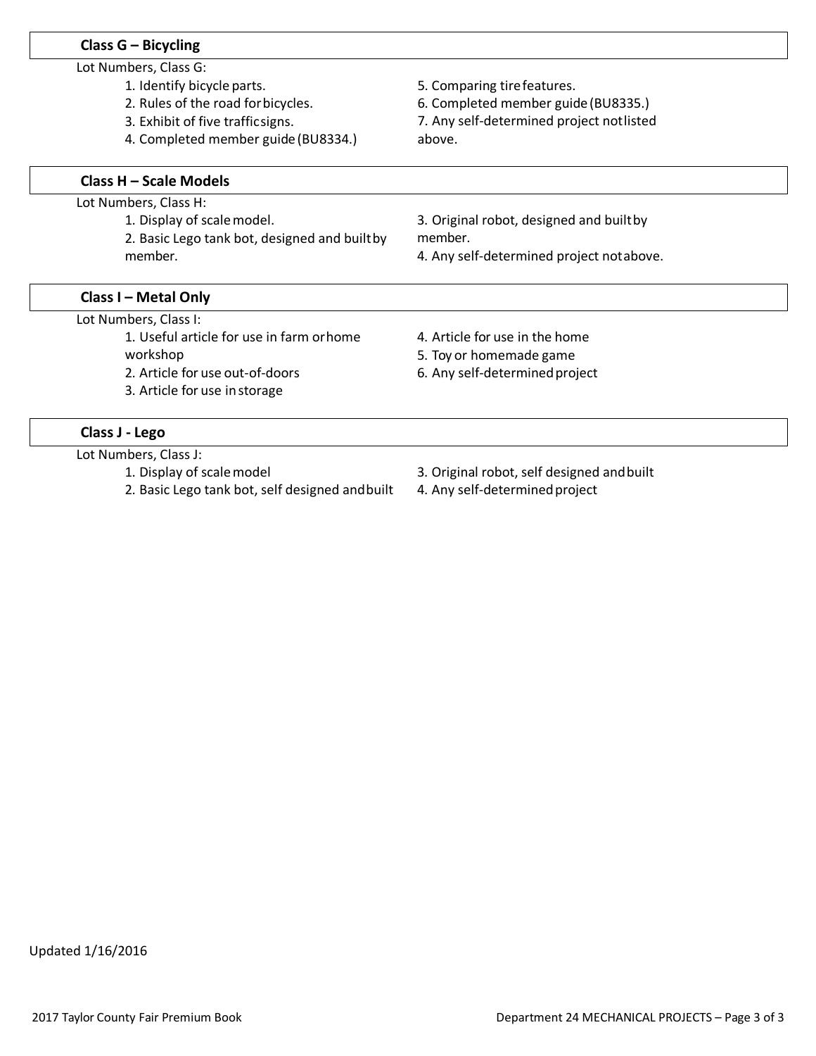### Class G – Bicycling

Lot Numbers, Class G:

1. Identify bicycle parts.
2. Rules of the road for bicycles.
3. Exhibit of five traffic signs.
4. Completed member guide (BU8334.)
5. Comparing tire features.
6. Completed member guide (BU8335.)
7. Any self-determined project not listed above.

### Class H – Scale Models

Lot Numbers, Class H:

1. Display of scale model.
2. Basic Lego tank bot, designed and built by member.
3. Original robot, designed and built by member.
4. Any self-determined project not above.

### Class I – Metal Only

Lot Numbers, Class I:

1. Useful article for use in farm or home workshop
2. Article for use out-of-doors
3. Article for use in storage
4. Article for use in the home
5. Toy or homemade game
6. Any self-determined project

### Class J - Lego

Lot Numbers, Class J:

1. Display of scale model
2. Basic Lego tank bot, self designed and built
3. Original robot, self designed and built
4. Any self-determined project

Updated 1/16/2016